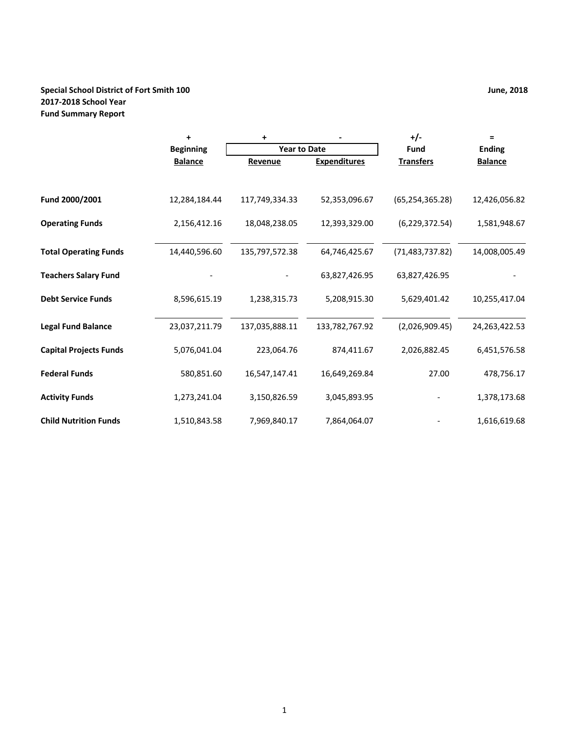**Special School District of Fort Smith 100**
**2017-2018 School Year**
**Fund Summary Report**

**June, 2018**

| | + | + | - | +/- | = |
|---|---|---|---|---|---|
| | **Beginning** | **Year to Date** | | **Fund** | **Ending** |
| | **Balance** | **Revenue** | **Expenditures** | **Transfers** | **Balance** |
| **Fund 2000/2001** | 12,284,184.44 | 117,749,334.33 | 52,353,096.67 | (65,254,365.28) | 12,426,056.82 |
| **Operating Funds** | 2,156,412.16 | 18,048,238.05 | 12,393,329.00 | (6,229,372.54) | 1,581,948.67 |
| **Total Operating Funds** | 14,440,596.60 | 135,797,572.38 | 64,746,425.67 | (71,483,737.82) | 14,008,005.49 |
| **Teachers Salary Fund** | - | - | 63,827,426.95 | 63,827,426.95 | - |
| **Debt Service Funds** | 8,596,615.19 | 1,238,315.73 | 5,208,915.30 | 5,629,401.42 | 10,255,417.04 |
| **Legal Fund Balance** | 23,037,211.79 | 137,035,888.11 | 133,782,767.92 | (2,026,909.45) | 24,263,422.53 |
| **Capital Projects Funds** | 5,076,041.04 | 223,064.76 | 874,411.67 | 2,026,882.45 | 6,451,576.58 |
| **Federal Funds** | 580,851.60 | 16,547,147.41 | 16,649,269.84 | 27.00 | 478,756.17 |
| **Activity Funds** | 1,273,241.04 | 3,150,826.59 | 3,045,893.95 | - | 1,378,173.68 |
| **Child Nutrition Funds** | 1,510,843.58 | 7,969,840.17 | 7,864,064.07 | - | 1,616,619.68 |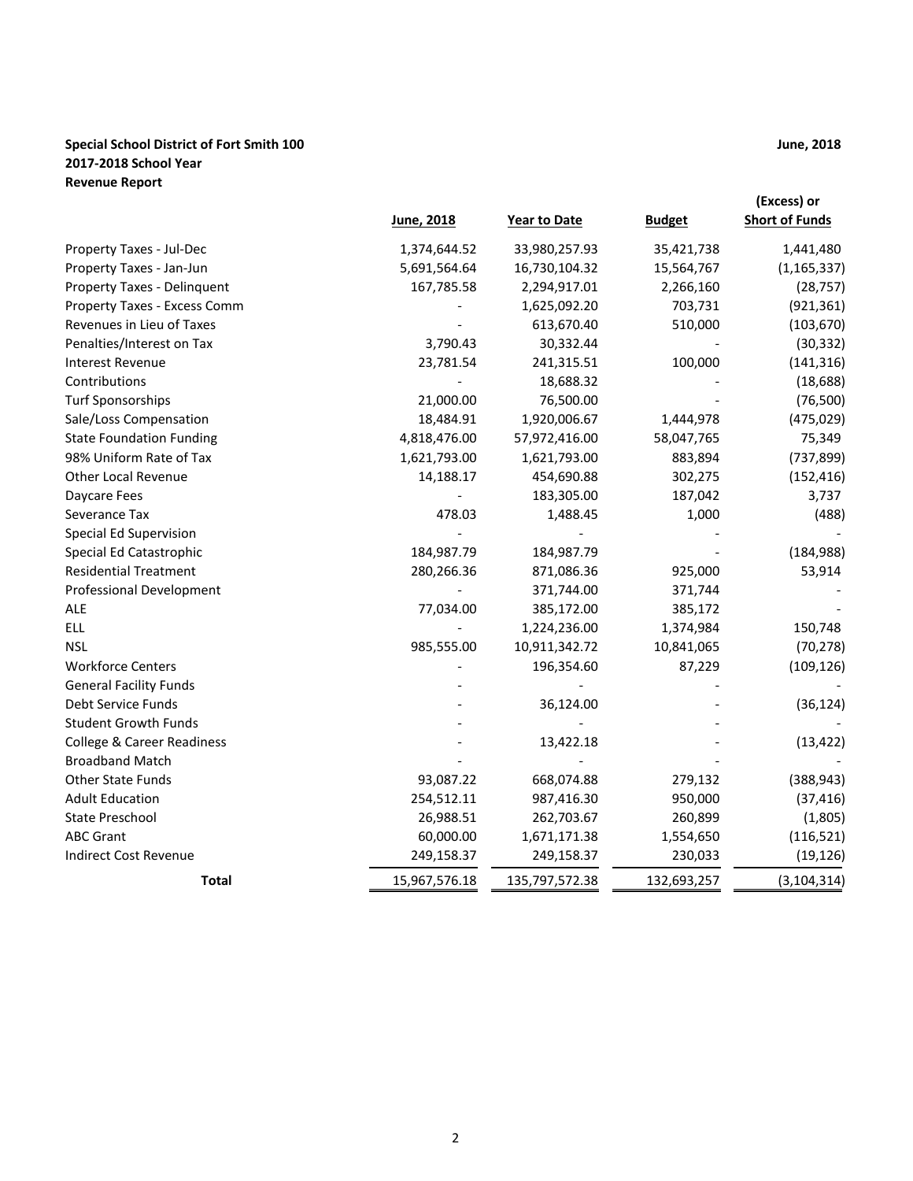**Special School District of Fort Smith 100**
**2017-2018 School Year**
**Revenue Report**

**June, 2018**

| | June, 2018 | Year to Date | Budget | (Excess) or Short of Funds |
|---|---|---|---|---|
| Property Taxes - Jul-Dec | 1,374,644.52 | 33,980,257.93 | 35,421,738 | 1,441,480 |
| Property Taxes - Jan-Jun | 5,691,564.64 | 16,730,104.32 | 15,564,767 | (1,165,337) |
| Property Taxes - Delinquent | 167,785.58 | 2,294,917.01 | 2,266,160 | (28,757) |
| Property Taxes - Excess Comm | - | 1,625,092.20 | 703,731 | (921,361) |
| Revenues in Lieu of Taxes | - | 613,670.40 | 510,000 | (103,670) |
| Penalties/Interest on Tax | 3,790.43 | 30,332.44 | - | (30,332) |
| Interest Revenue | 23,781.54 | 241,315.51 | 100,000 | (141,316) |
| Contributions | - | 18,688.32 | - | (18,688) |
| Turf Sponsorships | 21,000.00 | 76,500.00 | - | (76,500) |
| Sale/Loss Compensation | 18,484.91 | 1,920,006.67 | 1,444,978 | (475,029) |
| State Foundation Funding | 4,818,476.00 | 57,972,416.00 | 58,047,765 | 75,349 |
| 98% Uniform Rate of Tax | 1,621,793.00 | 1,621,793.00 | 883,894 | (737,899) |
| Other Local Revenue | 14,188.17 | 454,690.88 | 302,275 | (152,416) |
| Daycare Fees | - | 183,305.00 | 187,042 | 3,737 |
| Severance Tax | 478.03 | 1,488.45 | 1,000 | (488) |
| Special Ed Supervision | - | - | - | - |
| Special Ed Catastrophic | 184,987.79 | 184,987.79 | - | (184,988) |
| Residential Treatment | 280,266.36 | 871,086.36 | 925,000 | 53,914 |
| Professional Development | - | 371,744.00 | 371,744 | - |
| ALE | 77,034.00 | 385,172.00 | 385,172 | - |
| ELL | - | 1,224,236.00 | 1,374,984 | 150,748 |
| NSL | 985,555.00 | 10,911,342.72 | 10,841,065 | (70,278) |
| Workforce Centers | - | 196,354.60 | 87,229 | (109,126) |
| General Facility Funds | - | - | - | - |
| Debt Service Funds | - | 36,124.00 | - | (36,124) |
| Student Growth Funds | - | - | - | - |
| College & Career Readiness | - | 13,422.18 | - | (13,422) |
| Broadband Match | - | - | - | - |
| Other State Funds | 93,087.22 | 668,074.88 | 279,132 | (388,943) |
| Adult Education | 254,512.11 | 987,416.30 | 950,000 | (37,416) |
| State Preschool | 26,988.51 | 262,703.67 | 260,899 | (1,805) |
| ABC Grant | 60,000.00 | 1,671,171.38 | 1,554,650 | (116,521) |
| Indirect Cost Revenue | 249,158.37 | 249,158.37 | 230,033 | (19,126) |
| **Total** | 15,967,576.18 | 135,797,572.38 | 132,693,257 | (3,104,314) |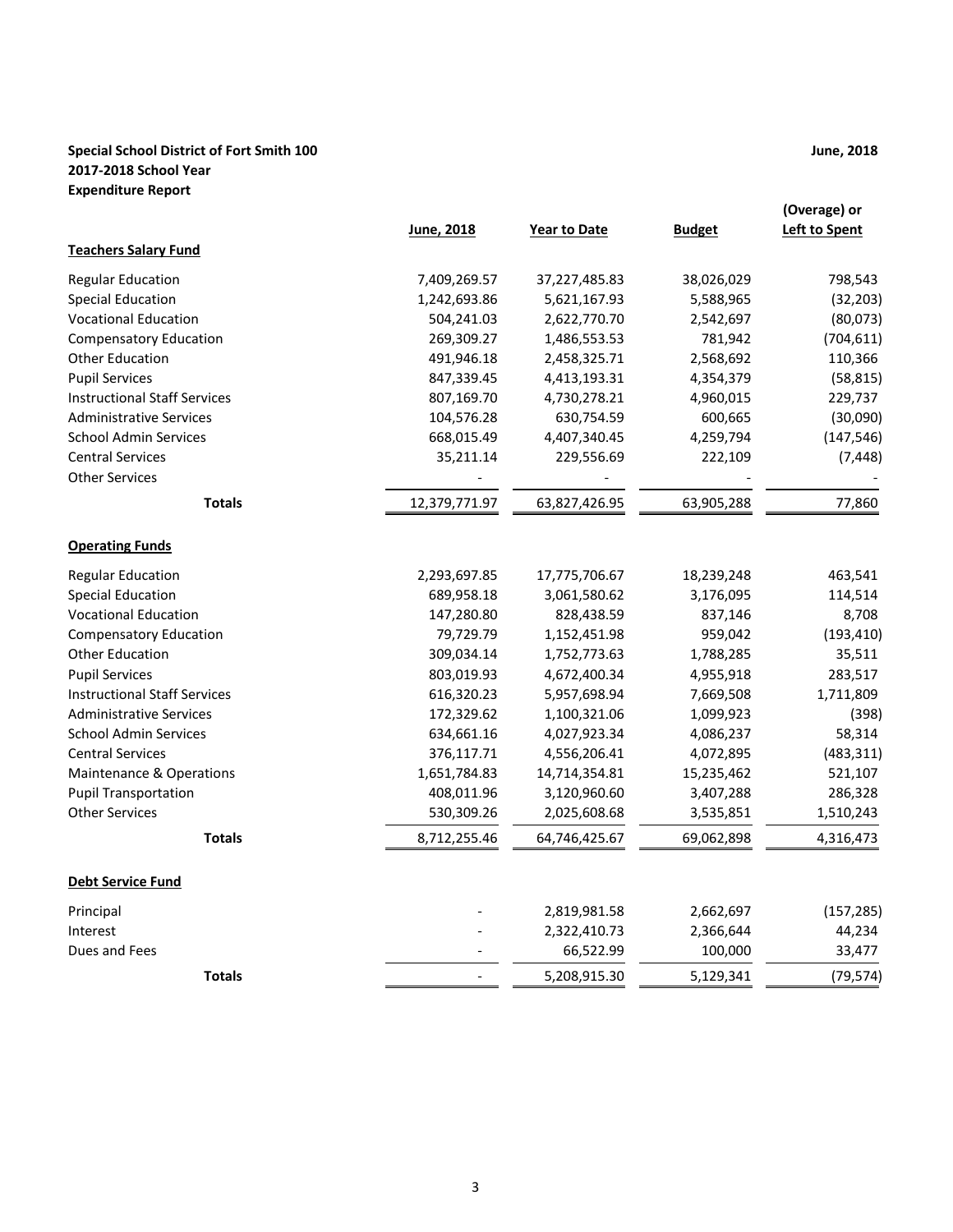**Special School District of Fort Smith 100** **June, 2018**
**2017-2018 School Year**
**Expenditure Report**

| | June, 2018 | Year to Date | Budget | (Overage) or Left to Spent |
|---|---|---|---|---|
| **Teachers Salary Fund** | | | | |
| Regular Education | 7,409,269.57 | 37,227,485.83 | 38,026,029 | 798,543 |
| Special Education | 1,242,693.86 | 5,621,167.93 | 5,588,965 | (32,203) |
| Vocational Education | 504,241.03 | 2,622,770.70 | 2,542,697 | (80,073) |
| Compensatory Education | 269,309.27 | 1,486,553.53 | 781,942 | (704,611) |
| Other Education | 491,946.18 | 2,458,325.71 | 2,568,692 | 110,366 |
| Pupil Services | 847,339.45 | 4,413,193.31 | 4,354,379 | (58,815) |
| Instructional Staff Services | 807,169.70 | 4,730,278.21 | 4,960,015 | 229,737 |
| Administrative Services | 104,576.28 | 630,754.59 | 600,665 | (30,090) |
| School Admin Services | 668,015.49 | 4,407,340.45 | 4,259,794 | (147,546) |
| Central Services | 35,211.14 | 229,556.69 | 222,109 | (7,448) |
| Other Services | - | - | - | - |
| **Totals** | 12,379,771.97 | 63,827,426.95 | 63,905,288 | 77,860 |
| **Operating Funds** | | | | |
| Regular Education | 2,293,697.85 | 17,775,706.67 | 18,239,248 | 463,541 |
| Special Education | 689,958.18 | 3,061,580.62 | 3,176,095 | 114,514 |
| Vocational Education | 147,280.80 | 828,438.59 | 837,146 | 8,708 |
| Compensatory Education | 79,729.79 | 1,152,451.98 | 959,042 | (193,410) |
| Other Education | 309,034.14 | 1,752,773.63 | 1,788,285 | 35,511 |
| Pupil Services | 803,019.93 | 4,672,400.34 | 4,955,918 | 283,517 |
| Instructional Staff Services | 616,320.23 | 5,957,698.94 | 7,669,508 | 1,711,809 |
| Administrative Services | 172,329.62 | 1,100,321.06 | 1,099,923 | (398) |
| School Admin Services | 634,661.16 | 4,027,923.34 | 4,086,237 | 58,314 |
| Central Services | 376,117.71 | 4,556,206.41 | 4,072,895 | (483,311) |
| Maintenance & Operations | 1,651,784.83 | 14,714,354.81 | 15,235,462 | 521,107 |
| Pupil Transportation | 408,011.96 | 3,120,960.60 | 3,407,288 | 286,328 |
| Other Services | 530,309.26 | 2,025,608.68 | 3,535,851 | 1,510,243 |
| **Totals** | 8,712,255.46 | 64,746,425.67 | 69,062,898 | 4,316,473 |
| **Debt Service Fund** | | | | |
| Principal | - | 2,819,981.58 | 2,662,697 | (157,285) |
| Interest | - | 2,322,410.73 | 2,366,644 | 44,234 |
| Dues and Fees | - | 66,522.99 | 100,000 | 33,477 |
| **Totals** | - | 5,208,915.30 | 5,129,341 | (79,574) |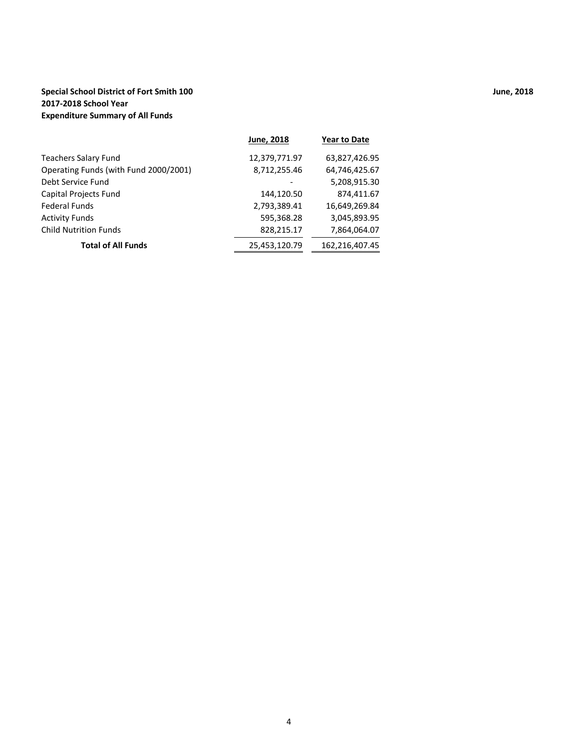**Special School District of Fort Smith 100** **June, 2018**
**2017-2018 School Year**
**Expenditure Summary of All Funds**

| | June, 2018 | Year to Date |
|---|---|---|
| Teachers Salary Fund | 12,379,771.97 | 63,827,426.95 |
| Operating Funds (with Fund 2000/2001) | 8,712,255.46 | 64,746,425.67 |
| Debt Service Fund | - | 5,208,915.30 |
| Capital Projects Fund | 144,120.50 | 874,411.67 |
| Federal Funds | 2,793,389.41 | 16,649,269.84 |
| Activity Funds | 595,368.28 | 3,045,893.95 |
| Child Nutrition Funds | 828,215.17 | 7,864,064.07 |
| **Total of All Funds** | 25,453,120.79 | 162,216,407.45 |